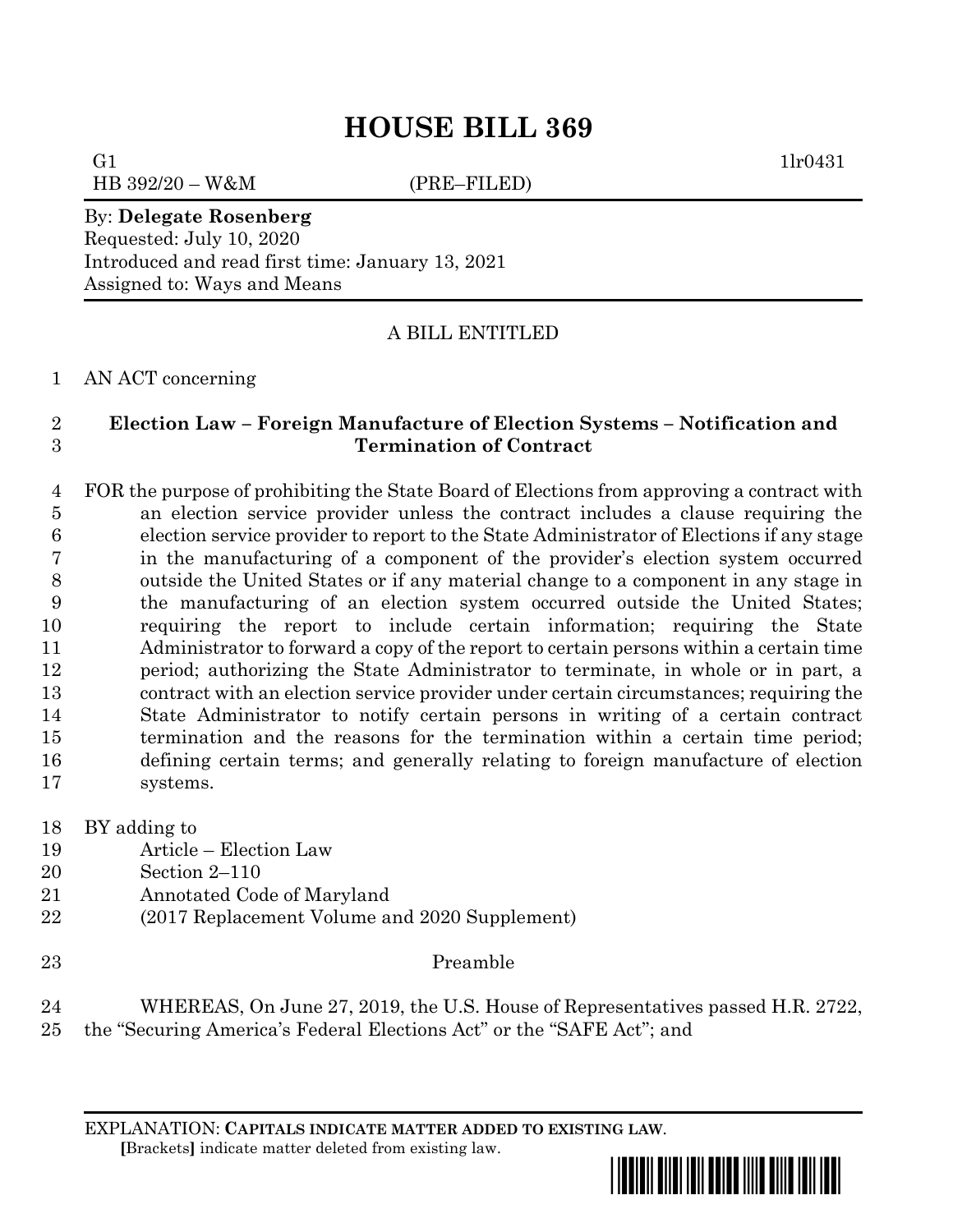# HOUSE BILL 369

G1 1lr0431

HB 392/20 – W&M (PRE–FILED)

By: **Delegate Rosenberg**

Requested: July 10, 2020

Introduced and read first time: January 13, 2021

Assigned to: Ways and Means

A BILL ENTITLED

1 AN ACT concerning

2 **Election Law – Foreign Manufacture of Election Systems – Notification and**
3 **Termination of Contract**

4 FOR the purpose of prohibiting the State Board of Elections from approving a contract with
5 an election service provider unless the contract includes a clause requiring the
6 election service provider to report to the State Administrator of Elections if any stage
7 in the manufacturing of a component of the provider's election system occurred
8 outside the United States or if any material change to a component in any stage in
9 the manufacturing of an election system occurred outside the United States;
10 requiring the report to include certain information; requiring the State
11 Administrator to forward a copy of the report to certain persons within a certain time
12 period; authorizing the State Administrator to terminate, in whole or in part, a
13 contract with an election service provider under certain circumstances; requiring the
14 State Administrator to notify certain persons in writing of a certain contract
15 termination and the reasons for the termination within a certain time period;
16 defining certain terms; and generally relating to foreign manufacture of election
17 systems.

18 BY adding to
19 Article – Election Law
20 Section 2–110
21 Annotated Code of Maryland
22 (2017 Replacement Volume and 2020 Supplement)

23 Preamble

24 WHEREAS, On June 27, 2019, the U.S. House of Representatives passed H.R. 2722,
25 the "Securing America's Federal Elections Act" or the "SAFE Act"; and

EXPLANATION: **CAPITALS INDICATE MATTER ADDED TO EXISTING LAW.**
**[**Brackets**]** indicate matter deleted from existing law.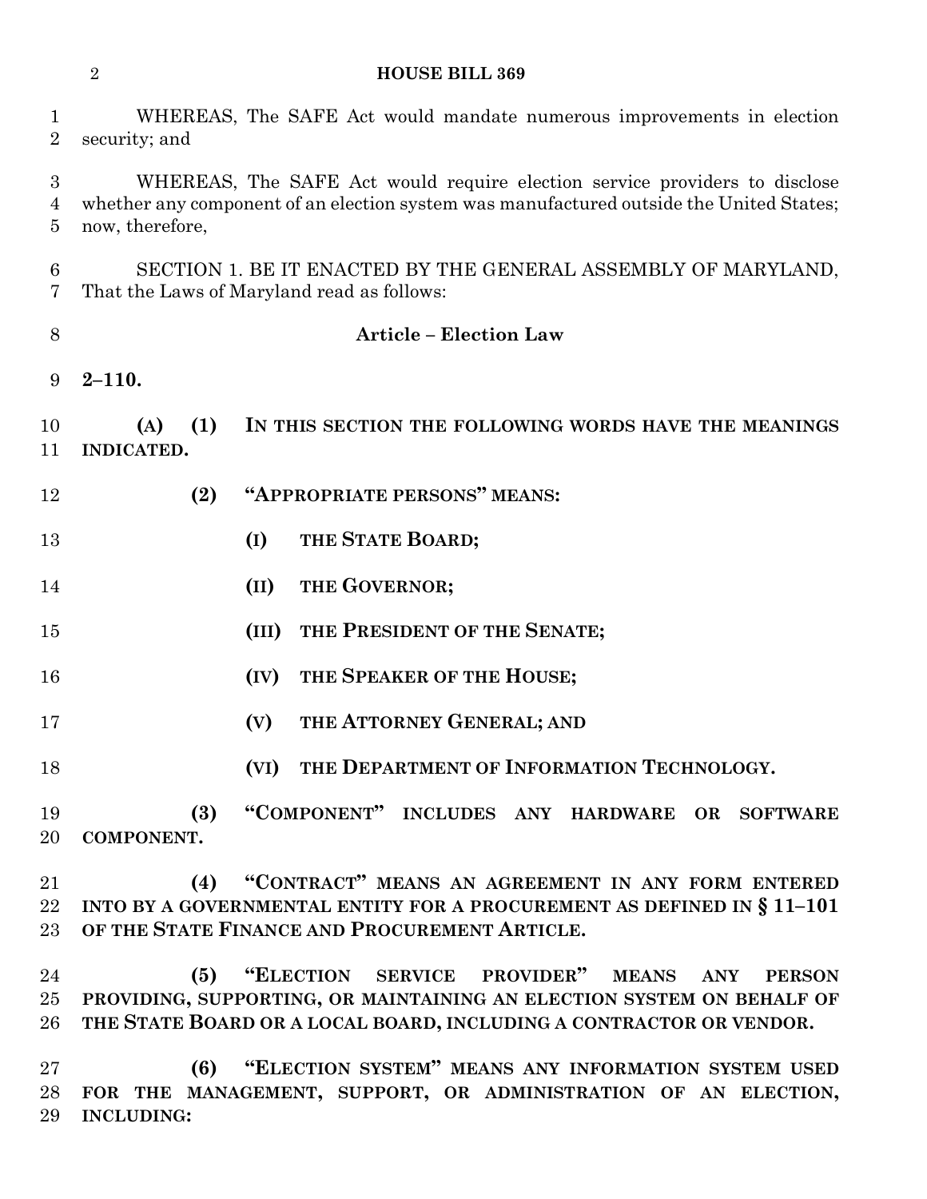WHEREAS, The SAFE Act would mandate numerous improvements in election security; and

WHEREAS, The SAFE Act would require election service providers to disclose whether any component of an election system was manufactured outside the United States; now, therefore,

SECTION 1. BE IT ENACTED BY THE GENERAL ASSEMBLY OF MARYLAND, That the Laws of Maryland read as follows:

**Article – Election Law**

**2–110.**

**(A) (1) IN THIS SECTION THE FOLLOWING WORDS HAVE THE MEANINGS INDICATED.**

**(2) "APPROPRIATE PERSONS" MEANS:**

**(I) THE STATE BOARD;**

**(II) THE GOVERNOR;**

**(III) THE PRESIDENT OF THE SENATE;**

**(IV) THE SPEAKER OF THE HOUSE;**

**(V) THE ATTORNEY GENERAL; AND**

**(VI) THE DEPARTMENT OF INFORMATION TECHNOLOGY.**

**(3) "COMPONENT" INCLUDES ANY HARDWARE OR SOFTWARE COMPONENT.**

**(4) "CONTRACT" MEANS AN AGREEMENT IN ANY FORM ENTERED INTO BY A GOVERNMENTAL ENTITY FOR A PROCUREMENT AS DEFINED IN § 11–101 OF THE STATE FINANCE AND PROCUREMENT ARTICLE.**

**(5) "ELECTION SERVICE PROVIDER" MEANS ANY PERSON PROVIDING, SUPPORTING, OR MAINTAINING AN ELECTION SYSTEM ON BEHALF OF THE STATE BOARD OR A LOCAL BOARD, INCLUDING A CONTRACTOR OR VENDOR.**

**(6) "ELECTION SYSTEM" MEANS ANY INFORMATION SYSTEM USED FOR THE MANAGEMENT, SUPPORT, OR ADMINISTRATION OF AN ELECTION, INCLUDING:**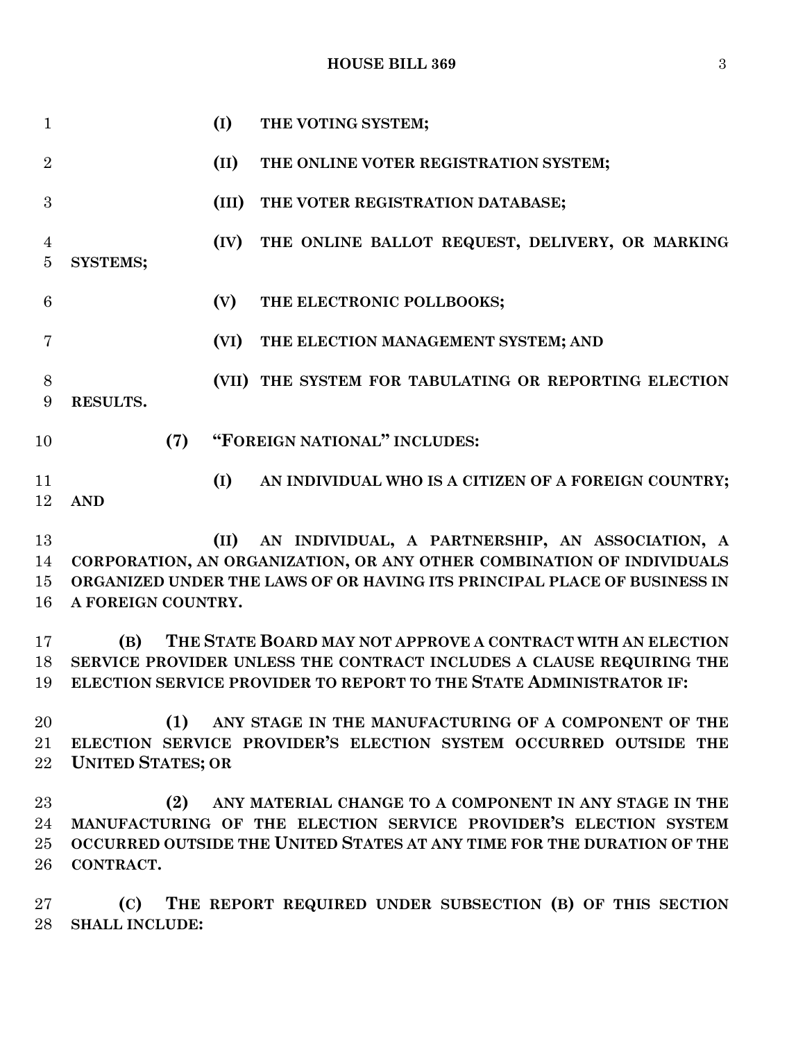**(I) THE VOTING SYSTEM;**

**(II) THE ONLINE VOTER REGISTRATION SYSTEM;**

**(III) THE VOTER REGISTRATION DATABASE;**

**(IV) THE ONLINE BALLOT REQUEST, DELIVERY, OR MARKING SYSTEMS;**

**(V) THE ELECTRONIC POLLBOOKS;**

**(VI) THE ELECTION MANAGEMENT SYSTEM; AND**

**(VII) THE SYSTEM FOR TABULATING OR REPORTING ELECTION RESULTS.**

**(7) "FOREIGN NATIONAL" INCLUDES:**

**(I) AN INDIVIDUAL WHO IS A CITIZEN OF A FOREIGN COUNTRY; AND**

**(II) AN INDIVIDUAL, A PARTNERSHIP, AN ASSOCIATION, A CORPORATION, AN ORGANIZATION, OR ANY OTHER COMBINATION OF INDIVIDUALS ORGANIZED UNDER THE LAWS OF OR HAVING ITS PRINCIPAL PLACE OF BUSINESS IN A FOREIGN COUNTRY.**

**(B) THE STATE BOARD MAY NOT APPROVE A CONTRACT WITH AN ELECTION SERVICE PROVIDER UNLESS THE CONTRACT INCLUDES A CLAUSE REQUIRING THE ELECTION SERVICE PROVIDER TO REPORT TO THE STATE ADMINISTRATOR IF:**

**(1) ANY STAGE IN THE MANUFACTURING OF A COMPONENT OF THE ELECTION SERVICE PROVIDER'S ELECTION SYSTEM OCCURRED OUTSIDE THE UNITED STATES; OR**

**(2) ANY MATERIAL CHANGE TO A COMPONENT IN ANY STAGE IN THE MANUFACTURING OF THE ELECTION SERVICE PROVIDER'S ELECTION SYSTEM OCCURRED OUTSIDE THE UNITED STATES AT ANY TIME FOR THE DURATION OF THE CONTRACT.**

**(C) THE REPORT REQUIRED UNDER SUBSECTION (B) OF THIS SECTION SHALL INCLUDE:**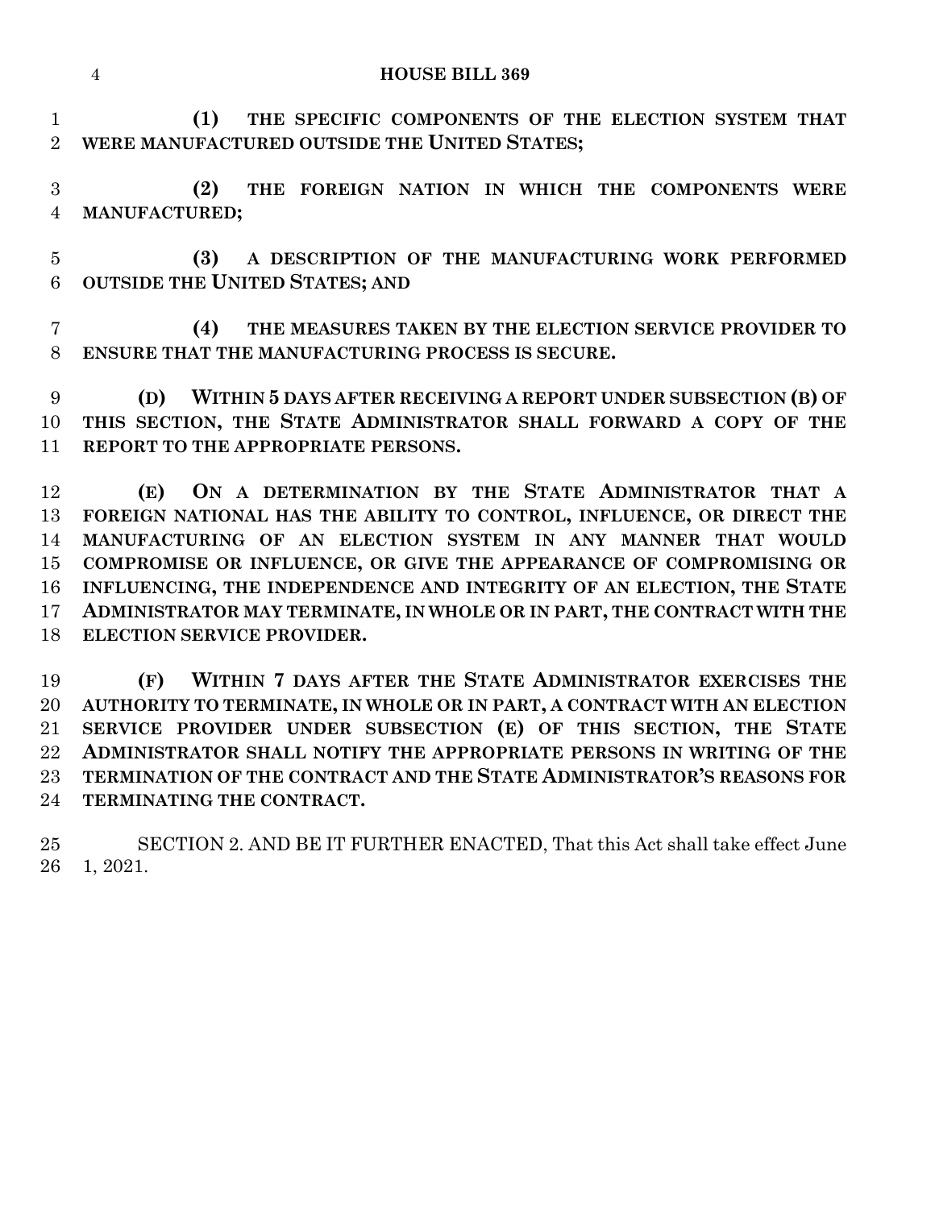**(1) THE SPECIFIC COMPONENTS OF THE ELECTION SYSTEM THAT WERE MANUFACTURED OUTSIDE THE UNITED STATES;**

**(2) THE FOREIGN NATION IN WHICH THE COMPONENTS WERE MANUFACTURED;**

**(3) A DESCRIPTION OF THE MANUFACTURING WORK PERFORMED OUTSIDE THE UNITED STATES; AND**

**(4) THE MEASURES TAKEN BY THE ELECTION SERVICE PROVIDER TO ENSURE THAT THE MANUFACTURING PROCESS IS SECURE.**

**(D) WITHIN 5 DAYS AFTER RECEIVING A REPORT UNDER SUBSECTION (B) OF THIS SECTION, THE STATE ADMINISTRATOR SHALL FORWARD A COPY OF THE REPORT TO THE APPROPRIATE PERSONS.**

**(E) ON A DETERMINATION BY THE STATE ADMINISTRATOR THAT A FOREIGN NATIONAL HAS THE ABILITY TO CONTROL, INFLUENCE, OR DIRECT THE MANUFACTURING OF AN ELECTION SYSTEM IN ANY MANNER THAT WOULD COMPROMISE OR INFLUENCE, OR GIVE THE APPEARANCE OF COMPROMISING OR INFLUENCING, THE INDEPENDENCE AND INTEGRITY OF AN ELECTION, THE STATE ADMINISTRATOR MAY TERMINATE, IN WHOLE OR IN PART, THE CONTRACT WITH THE ELECTION SERVICE PROVIDER.**

**(F) WITHIN 7 DAYS AFTER THE STATE ADMINISTRATOR EXERCISES THE AUTHORITY TO TERMINATE, IN WHOLE OR IN PART, A CONTRACT WITH AN ELECTION SERVICE PROVIDER UNDER SUBSECTION (E) OF THIS SECTION, THE STATE ADMINISTRATOR SHALL NOTIFY THE APPROPRIATE PERSONS IN WRITING OF THE TERMINATION OF THE CONTRACT AND THE STATE ADMINISTRATOR'S REASONS FOR TERMINATING THE CONTRACT.**

SECTION 2. AND BE IT FURTHER ENACTED, That this Act shall take effect June 1, 2021.